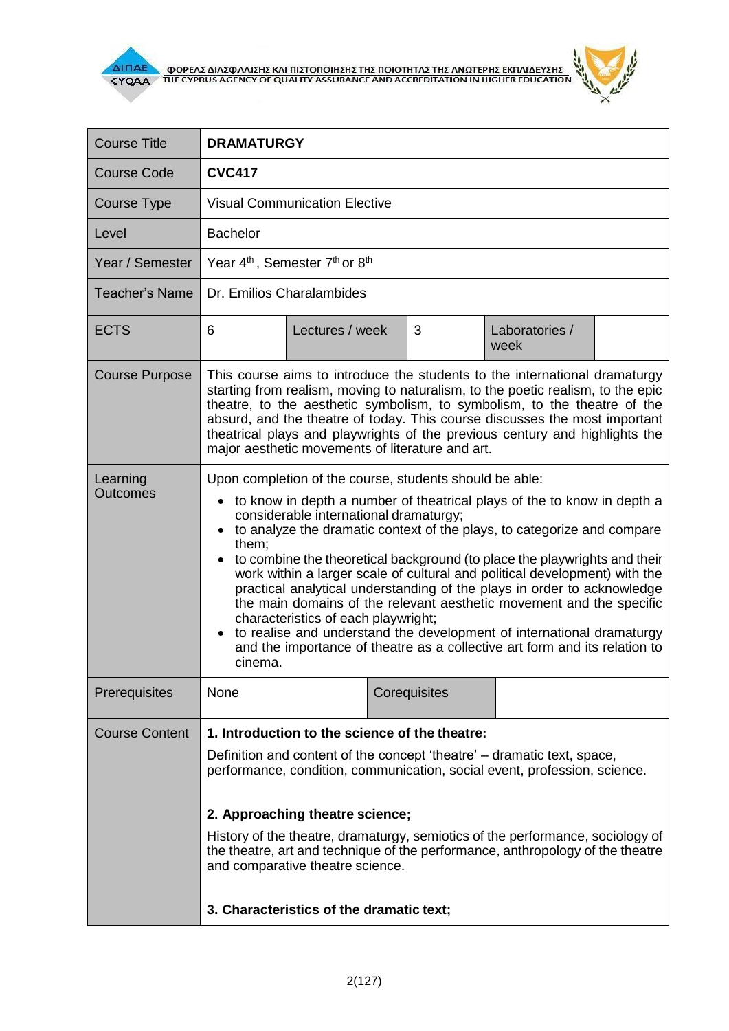| Course Title | **DRAMATURGY** | | | | |
|---|---|---|---|---|---|
| Course Code | **CVC417** | | | | |
| Course Type | Visual Communication Elective | | | | |
| Level | Bachelor | | | | |
| Year / Semester | Year 4th, Semester 7th or 8th | | | | |
| Teacher's Name | Dr. Emilios Charalambides | | | | |
| ECTS | 6 | Lectures / week | 3 | Laboratories / week | |
| Course Purpose | This course aims to introduce the students to the international dramaturgy starting from realism, moving to naturalism, to the poetic realism, to the epic theatre, to the aesthetic symbolism, to symbolism, to the theatre of the absurd, and the theatre of today. This course discusses the most important theatrical plays and playwrights of the previous century and highlights the major aesthetic movements of literature and art. | | | | |
| Learning Outcomes | Upon completion of the course, students should be able: <br>• to know in depth a number of theatrical plays of the to know in depth a considerable international dramaturgy; <br>• to analyze the dramatic context of the plays, to categorize and compare them; <br>• to combine the theoretical background (to place the playwrights and their work within a larger scale of cultural and political development) with the practical analytical understanding of the plays in order to acknowledge the main domains of the relevant aesthetic movement and the specific characteristics of each playwright; <br>• to realise and understand the development of international dramaturgy and the importance of theatre as a collective art form and its relation to cinema. | | | | |
| Prerequisites | None | | Corequisites | | |
| Course Content | **1. Introduction to the science of the theatre:** <br>Definition and content of the concept 'theatre' – dramatic text, space, performance, condition, communication, social event, profession, science. <br><br>**2. Approaching theatre science;** <br>History of the theatre, dramaturgy, semiotics of the performance, sociology of the theatre, art and technique of the performance, anthropology of the theatre and comparative theatre science. <br><br>**3. Characteristics of the dramatic text;** | | | | |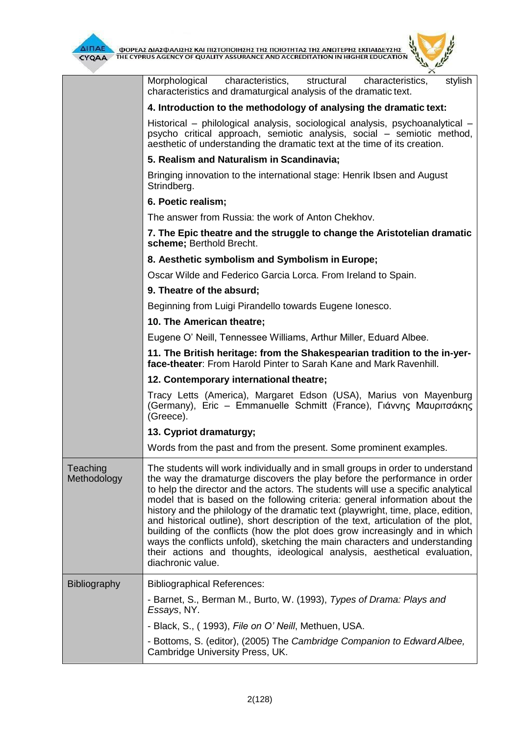| | |
|---|---|
| | Morphological characteristics, structural characteristics, stylish characteristics and dramaturgical analysis of the dramatic text.<br>**4. Introduction to the methodology of analysing the dramatic text:**<br>Historical – philological analysis, sociological analysis, psychoanalytical – psycho critical approach, semiotic analysis, social – semiotic method, aesthetic of understanding the dramatic text at the time of its creation.<br>**5. Realism and Naturalism in Scandinavia;**<br>Bringing innovation to the international stage: Henrik Ibsen and August Strindberg.<br>**6. Poetic realism;**<br>The answer from Russia: the work of Anton Chekhov.<br>**7. The Epic theatre and the struggle to change the Aristotelian dramatic scheme;** Berthold Brecht.<br>**8. Aesthetic symbolism and Symbolism in Europe;**<br>Oscar Wilde and Federico Garcia Lorca. From Ireland to Spain.<br>**9. Theatre of the absurd;**<br>Beginning from Luigi Pirandello towards Eugene Ionesco.<br>**10. The American theatre;**<br>Eugene O' Neill, Tennessee Williams, Arthur Miller, Eduard Albee.<br>**11. The British heritage: from the Shakespearian tradition to the in-yer-face-theater**: From Harold Pinter to Sarah Kane and Mark Ravenhill.<br>**12. Contemporary international theatre;**<br>Tracy Letts (America), Margaret Edson (USA), Marius von Mayenburg (Germany), Eric – Emmanuelle Schmitt (France), Γιάννης Μαυριτσάκης (Greece).<br>**13. Cypriot dramaturgy;**<br>Words from the past and from the present. Some prominent examples. |
| Teaching Methodology | The students will work individually and in small groups in order to understand the way the dramaturge discovers the play before the performance in order to help the director and the actors. The students will use a specific analytical model that is based on the following criteria: general information about the history and the philology of the dramatic text (playwright, time, place, edition, and historical outline), short description of the text, articulation of the plot, building of the conflicts (how the plot does grow increasingly and in which ways the conflicts unfold), sketching the main characters and understanding their actions and thoughts, ideological analysis, aesthetical evaluation, diachronic value. |
| Bibliography | Bibliographical References:<br>- Barnet, S., Berman M., Burto, W. (1993), *Types of Drama: Plays and Essays*, NY.<br>- Black, S., ( 1993), *File on O' Neill*, Methuen, USA.<br>- Bottoms, S. (editor), (2005) The *Cambridge Companion to Edward Albee,* Cambridge University Press, UK. |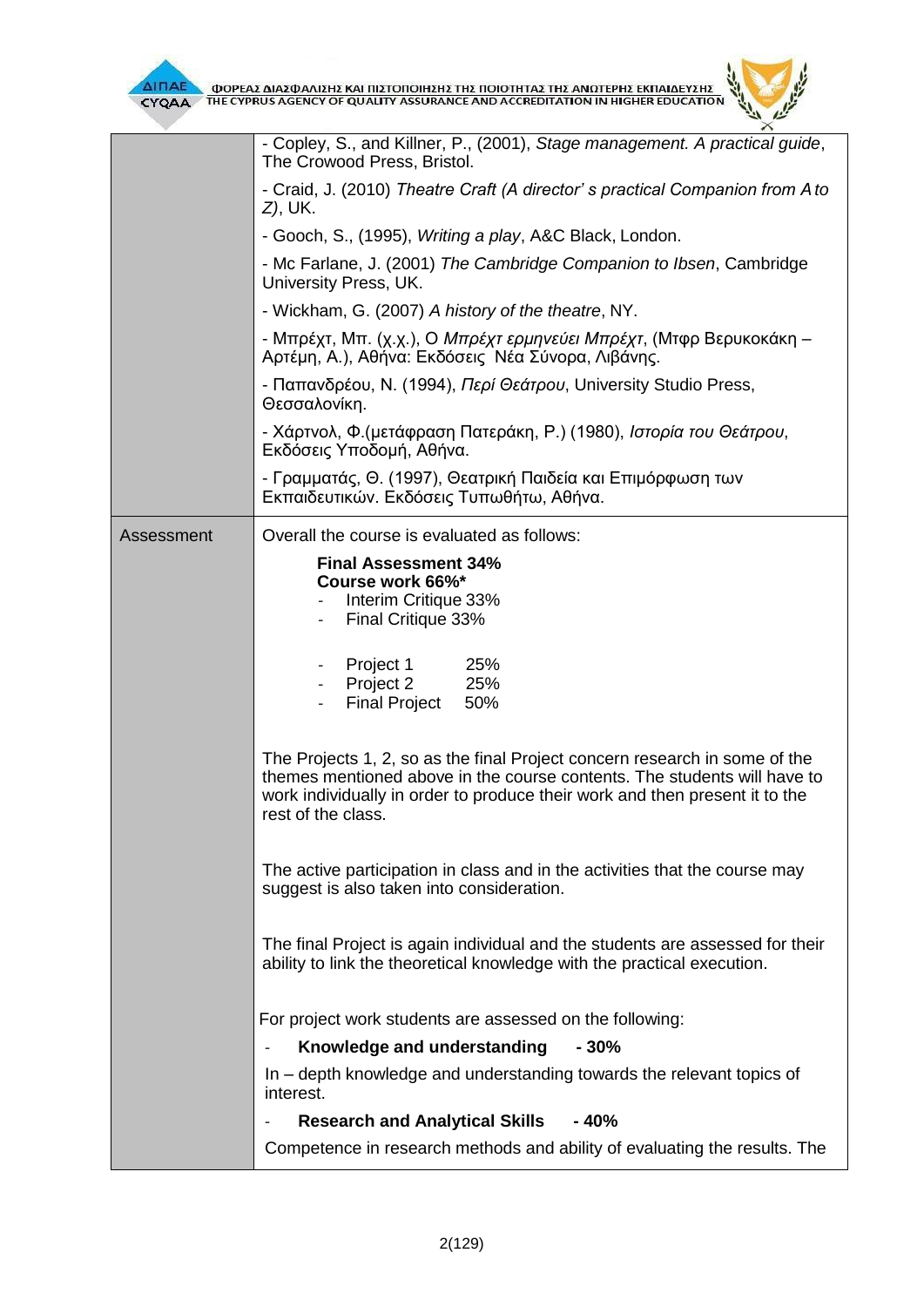| | |
|---|---|
| | - Copley, S., and Killner, P., (2001), *Stage management. A practical guide*, The Crowood Press, Bristol.<br><br>- Craid, J. (2010) *Theatre Craft (A director' s practical Companion from A to Z)*, UK.<br><br>- Gooch, S., (1995), *Writing a play*, A&C Black, London.<br><br>- Mc Farlane, J. (2001) *The Cambridge Companion to Ibsen*, Cambridge University Press, UK.<br><br>- Wickham, G. (2007) *A history of the theatre*, NY.<br><br>- Μπρέχτ, Μπ. (χ.χ.), Ο *Μπρέχτ ερμηνεύει Μπρέχτ*, (Μτφρ Βερυκοκάκη – Αρτέμη, Α.), Αθήνα: Εκδόσεις Νέα Σύνορα, Λιβάνης.<br><br>- Παπανδρέου, Ν. (1994), *Περί Θεάτρου*, University Studio Press, Θεσσαλονίκη.<br><br>- Χάρτνολ, Φ.(μετάφραση Πατεράκη, Ρ.) (1980), *Ιστορία του Θεάτρου*, Εκδόσεις Υποδομή, Αθήνα.<br><br>- Γραμματάς, Θ. (1997), Θεατρική Παιδεία και Επιμόρφωση των Εκπαιδευτικών. Εκδόσεις Τυπωθήτω, Αθήνα. |
| Assessment | Overall the course is evaluated as follows:<br><br>**Final Assessment 34%**<br>**Course work 66%***<br>- Interim Critique 33%<br>- Final Critique 33%<br><br>- Project 1 25%<br>- Project 2 25%<br>- Final Project 50%<br><br>The Projects 1, 2, so as the final Project concern research in some of the themes mentioned above in the course contents. The students will have to work individually in order to produce their work and then present it to the rest of the class.<br><br>The active participation in class and in the activities that the course may suggest is also taken into consideration.<br><br>The final Project is again individual and the students are assessed for their ability to link the theoretical knowledge with the practical execution.<br><br>For project work students are assessed on the following:<br>- **Knowledge and understanding - 30%**<br>In – depth knowledge and understanding towards the relevant topics of interest.<br>- **Research and Analytical Skills - 40%**<br>Competence in research methods and ability of evaluating the results. The |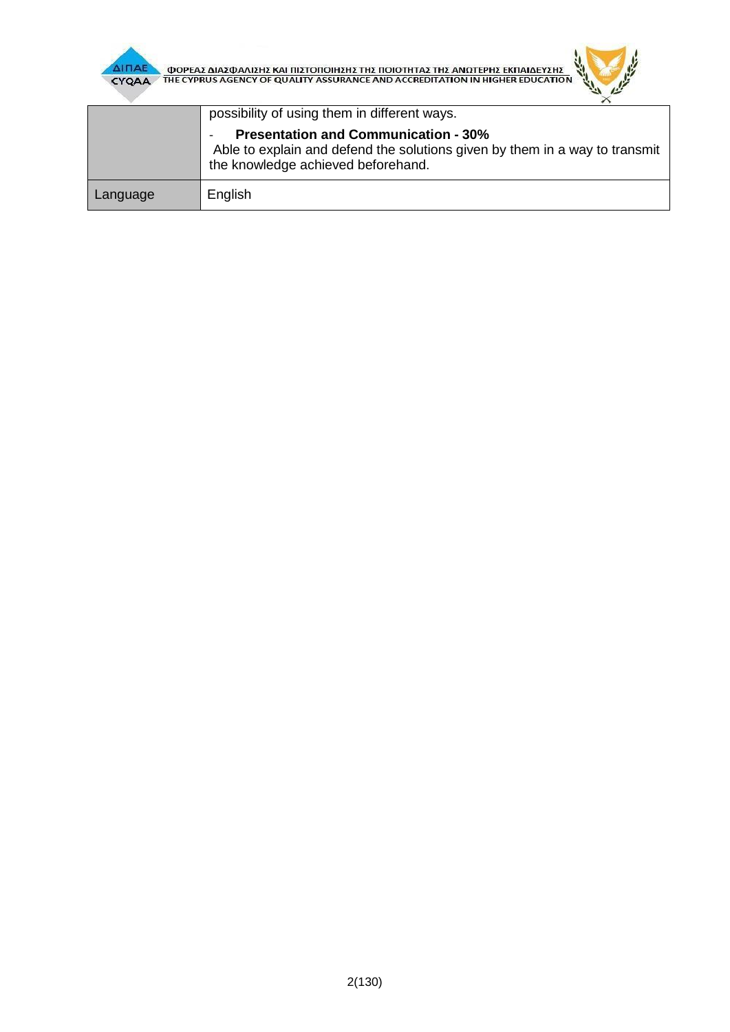| | |
|---|---|
| | possibility of using them in different ways.<br><br>- **Presentation and Communication - 30%**<br>Able to explain and defend the solutions given by them in a way to transmit the knowledge achieved beforehand. |
| Language | English |